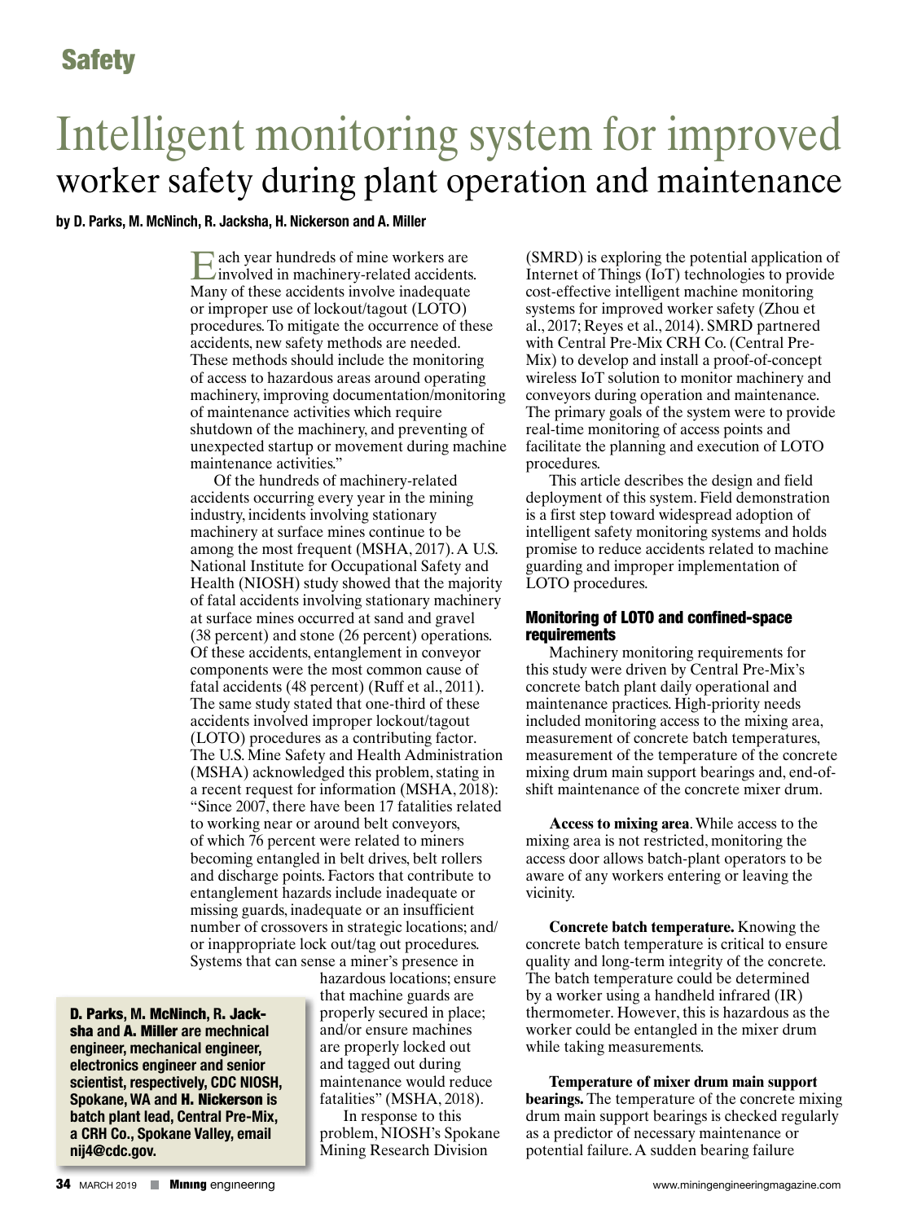**Safety**

# Intelligent monitoring system for improved worker safety during plant operation and maintenance

**by D. Parks, M. McNinch, R. Jacksha, H. Nickerson and A. Miller**

**D. Parks, M. McNinch, R. Jacksha and A. Miller are mechnical engineer, mechanical engineer, electronics engineer and senior scientist, respectively, CDC NIOSH, Spokane, WA and H. Nickerson is batch plant lead, Central Pre-Mix, a CRH Co., Spokane Valley, email nij4@cdc.gov.**

Each year hundreds of mine workers are involved in machinery-related accidents. Many of these accidents involve inadequate or improper use of lockout/tagout (LOTO) procedures. To mitigate the occurrence of these accidents, new safety methods are needed. These methods should include the monitoring of access to hazardous areas around operating machinery, improving documentation/monitoring of maintenance activities which require shutdown of the machinery, and preventing of unexpected startup or movement during machine maintenance activities."

Of the hundreds of machinery-related accidents occurring every year in the mining industry, incidents involving stationary machinery at surface mines continue to be among the most frequent (MSHA, 2017). A U.S. National Institute for Occupational Safety and Health (NIOSH) study showed that the majority of fatal accidents involving stationary machinery at surface mines occurred at sand and gravel (38 percent) and stone (26 percent) operations. Of these accidents, entanglement in conveyor components were the most common cause of fatal accidents (48 percent) (Ruff et al., 2011). The same study stated that one-third of these accidents involved improper lockout/tagout (LOTO) procedures as a contributing factor. The U.S. Mine Safety and Health Administration (MSHA) acknowledged this problem, stating in a recent request for information (MSHA, 2018): "Since 2007, there have been 17 fatalities related to working near or around belt conveyors, of which 76 percent were related to miners becoming entangled in belt drives, belt rollers and discharge points. Factors that contribute to entanglement hazards include inadequate or missing guards, inadequate or an insufficient number of crossovers in strategic locations; and/or inappropriate lock out/tag out procedures. Systems that can sense a miner's presence in hazardous locations; ensure that machine guards are properly secured in place; and/or ensure machines are properly locked out and tagged out during maintenance would reduce fatalities" (MSHA, 2018).

In response to this problem, NIOSH's Spokane Mining Research Division (SMRD) is exploring the potential application of Internet of Things (IoT) technologies to provide cost-effective intelligent machine monitoring systems for improved worker safety (Zhou et al., 2017; Reyes et al., 2014). SMRD partnered with Central Pre-Mix CRH Co. (Central Pre-Mix) to develop and install a proof-of-concept wireless IoT solution to monitor machinery and conveyors during operation and maintenance. The primary goals of the system were to provide real-time monitoring of access points and facilitate the planning and execution of LOTO procedures.

This article describes the design and field deployment of this system. Field demonstration is a first step toward widespread adoption of intelligent safety monitoring systems and holds promise to reduce accidents related to machine guarding and improper implementation of LOTO procedures.

## Monitoring of LOTO and confined-space requirements

Machinery monitoring requirements for this study were driven by Central Pre-Mix's concrete batch plant daily operational and maintenance practices. High-priority needs included monitoring access to the mixing area, measurement of concrete batch temperatures, measurement of the temperature of the concrete mixing drum main support bearings and, end-of-shift maintenance of the concrete mixer drum.

**Access to mixing area**. While access to the mixing area is not restricted, monitoring the access door allows batch-plant operators to be aware of any workers entering or leaving the vicinity.

**Concrete batch temperature.** Knowing the concrete batch temperature is critical to ensure quality and long-term integrity of the concrete. The batch temperature could be determined by a worker using a handheld infrared (IR) thermometer. However, this is hazardous as the worker could be entangled in the mixer drum while taking measurements.

**Temperature of mixer drum main support bearings.** The temperature of the concrete mixing drum main support bearings is checked regularly as a predictor of necessary maintenance or potential failure. A sudden bearing failure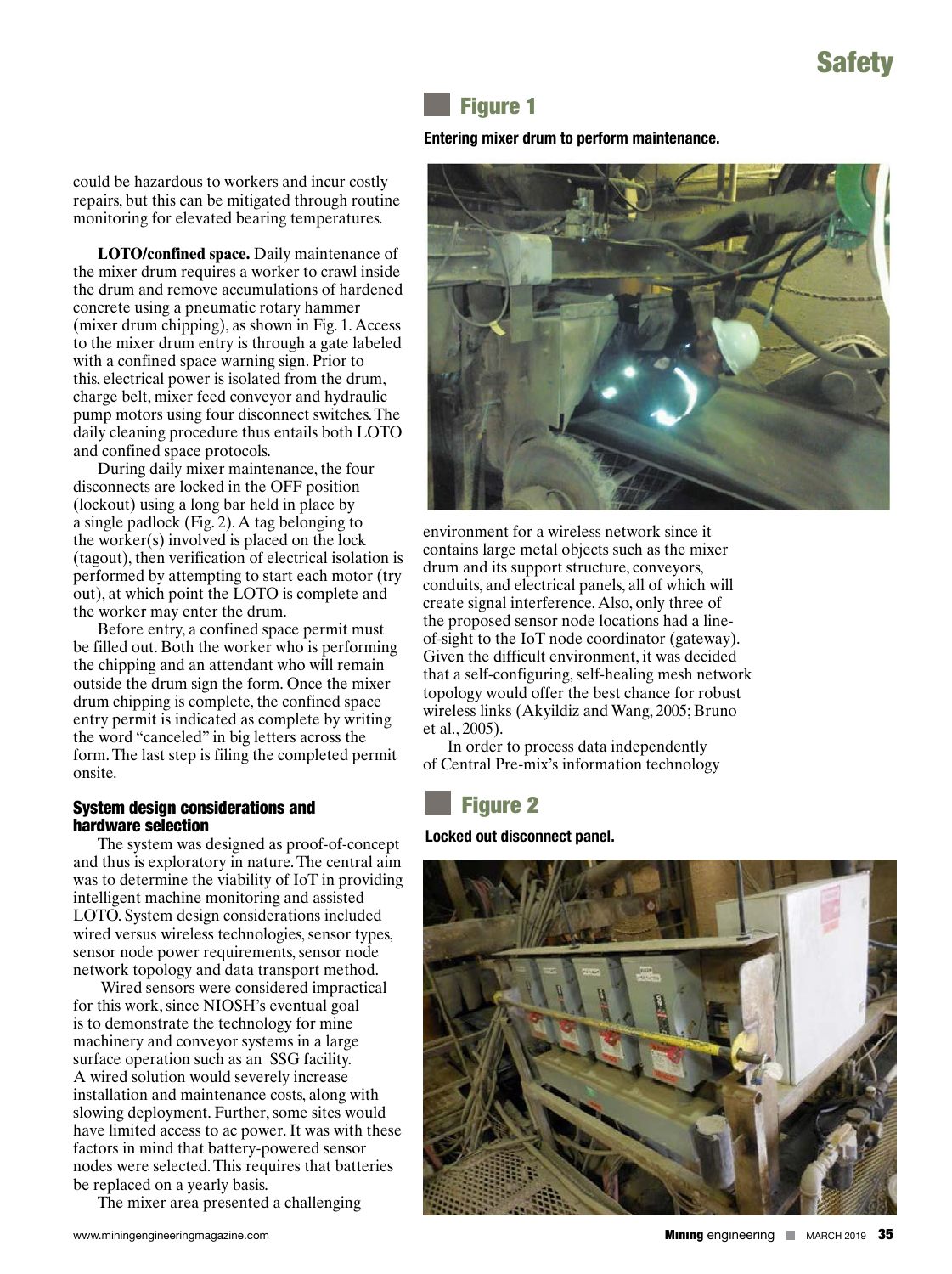could be hazardous to workers and incur costly repairs, but this can be mitigated through routine monitoring for elevated bearing temperatures.

**LOTO/confined space.** Daily maintenance of the mixer drum requires a worker to crawl inside the drum and remove accumulations of hardened concrete using a pneumatic rotary hammer (mixer drum chipping), as shown in Fig. 1. Access to the mixer drum entry is through a gate labeled with a confined space warning sign. Prior to this, electrical power is isolated from the drum, charge belt, mixer feed conveyor and hydraulic pump motors using four disconnect switches. The daily cleaning procedure thus entails both LOTO and confined space protocols.

During daily mixer maintenance, the four disconnects are locked in the OFF position (lockout) using a long bar held in place by a single padlock (Fig. 2). A tag belonging to the worker(s) involved is placed on the lock (tagout), then verification of electrical isolation is performed by attempting to start each motor (try out), at which point the LOTO is complete and the worker may enter the drum.

Before entry, a confined space permit must be filled out. Both the worker who is performing the chipping and an attendant who will remain outside the drum sign the form. Once the mixer drum chipping is complete, the confined space entry permit is indicated as complete by writing the word "canceled" in big letters across the form. The last step is filing the completed permit onsite.

### System design considerations and hardware selection

The system was designed as proof-of-concept and thus is exploratory in nature. The central aim was to determine the viability of IoT in providing intelligent machine monitoring and assisted LOTO. System design considerations included wired versus wireless technologies, sensor types, sensor node power requirements, sensor node network topology and data transport method.

Wired sensors were considered impractical for this work, since NIOSH's eventual goal is to demonstrate the technology for mine machinery and conveyor systems in a large surface operation such as an SSG facility. A wired solution would severely increase installation and maintenance costs, along with slowing deployment. Further, some sites would have limited access to ac power. It was with these factors in mind that battery-powered sensor nodes were selected. This requires that batteries be replaced on a yearly basis.

The mixer area presented a challenging environment for a wireless network since it contains large metal objects such as the mixer drum and its support structure, conveyors, conduits, and electrical panels, all of which will create signal interference. Also, only three of the proposed sensor node locations had a line-of-sight to the IoT node coordinator (gateway). Given the difficult environment, it was decided that a self-configuring, self-healing mesh network topology would offer the best chance for robust wireless links (Akyildiz and Wang, 2005; Bruno et al., 2005).

In order to process data independently of Central Pre-mix's information technology

**Figure 1**

**Entering mixer drum to perform maintenance.**

**Figure 2**

**Locked out disconnect panel.**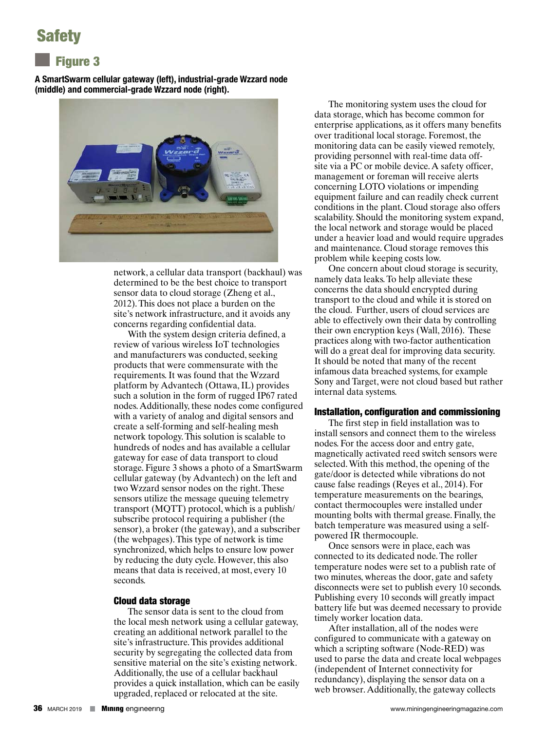## Figure 3

**A SmartSwarm cellular gateway (left), industrial-grade Wzzard node (middle) and commercial-grade Wzzard node (right).**

network, a cellular data transport (backhaul) was determined to be the best choice to transport sensor data to cloud storage (Zheng et al., 2012). This does not place a burden on the site's network infrastructure, and it avoids any concerns regarding confidential data.

With the system design criteria defined, a review of various wireless IoT technologies and manufacturers was conducted, seeking products that were commensurate with the requirements. It was found that the Wzzard platform by Advantech (Ottawa, IL) provides such a solution in the form of rugged IP67 rated nodes. Additionally, these nodes come configured with a variety of analog and digital sensors and create a self-forming and self-healing mesh network topology. This solution is scalable to hundreds of nodes and has available a cellular gateway for ease of data transport to cloud storage. Figure 3 shows a photo of a SmartSwarm cellular gateway (by Advantech) on the left and two Wzzard sensor nodes on the right. These sensors utilize the message queuing telemetry transport (MQTT) protocol, which is a publish/subscribe protocol requiring a publisher (the sensor), a broker (the gateway), and a subscriber (the webpages). This type of network is time synchronized, which helps to ensure low power by reducing the duty cycle. However, this also means that data is received, at most, every 10 seconds.

### Cloud data storage

The sensor data is sent to the cloud from the local mesh network using a cellular gateway, creating an additional network parallel to the site's infrastructure. This provides additional security by segregating the collected data from sensitive material on the site's existing network. Additionally, the use of a cellular backhaul provides a quick installation, which can be easily upgraded, replaced or relocated at the site.

The monitoring system uses the cloud for data storage, which has become common for enterprise applications, as it offers many benefits over traditional local storage. Foremost, the monitoring data can be easily viewed remotely, providing personnel with real-time data off-site via a PC or mobile device. A safety officer, management or foreman will receive alerts concerning LOTO violations or impending equipment failure and can readily check current conditions in the plant. Cloud storage also offers scalability. Should the monitoring system expand, the local network and storage would be placed under a heavier load and would require upgrades and maintenance. Cloud storage removes this problem while keeping costs low.

One concern about cloud storage is security, namely data leaks. To help alleviate these concerns the data should encrypted during transport to the cloud and while it is stored on the cloud. Further, users of cloud services are able to effectively own their data by controlling their own encryption keys (Wall, 2016). These practices along with two-factor authentication will do a great deal for improving data security. It should be noted that many of the recent infamous data breached systems, for example Sony and Target, were not cloud based but rather internal data systems.

### Installation, configuration and commissioning

The first step in field installation was to install sensors and connect them to the wireless nodes. For the access door and entry gate, magnetically activated reed switch sensors were selected. With this method, the opening of the gate/door is detected while vibrations do not cause false readings (Reyes et al., 2014). For temperature measurements on the bearings, contact thermocouples were installed under mounting bolts with thermal grease. Finally, the batch temperature was measured using a self-powered IR thermocouple.

Once sensors were in place, each was connected to its dedicated node. The roller temperature nodes were set to a publish rate of two minutes, whereas the door, gate and safety disconnects were set to publish every 10 seconds. Publishing every 10 seconds will greatly impact battery life but was deemed necessary to provide timely worker location data.

After installation, all of the nodes were configured to communicate with a gateway on which a scripting software (Node-RED) was used to parse the data and create local webpages (independent of Internet connectivity for redundancy), displaying the sensor data on a web browser. Additionally, the gateway collects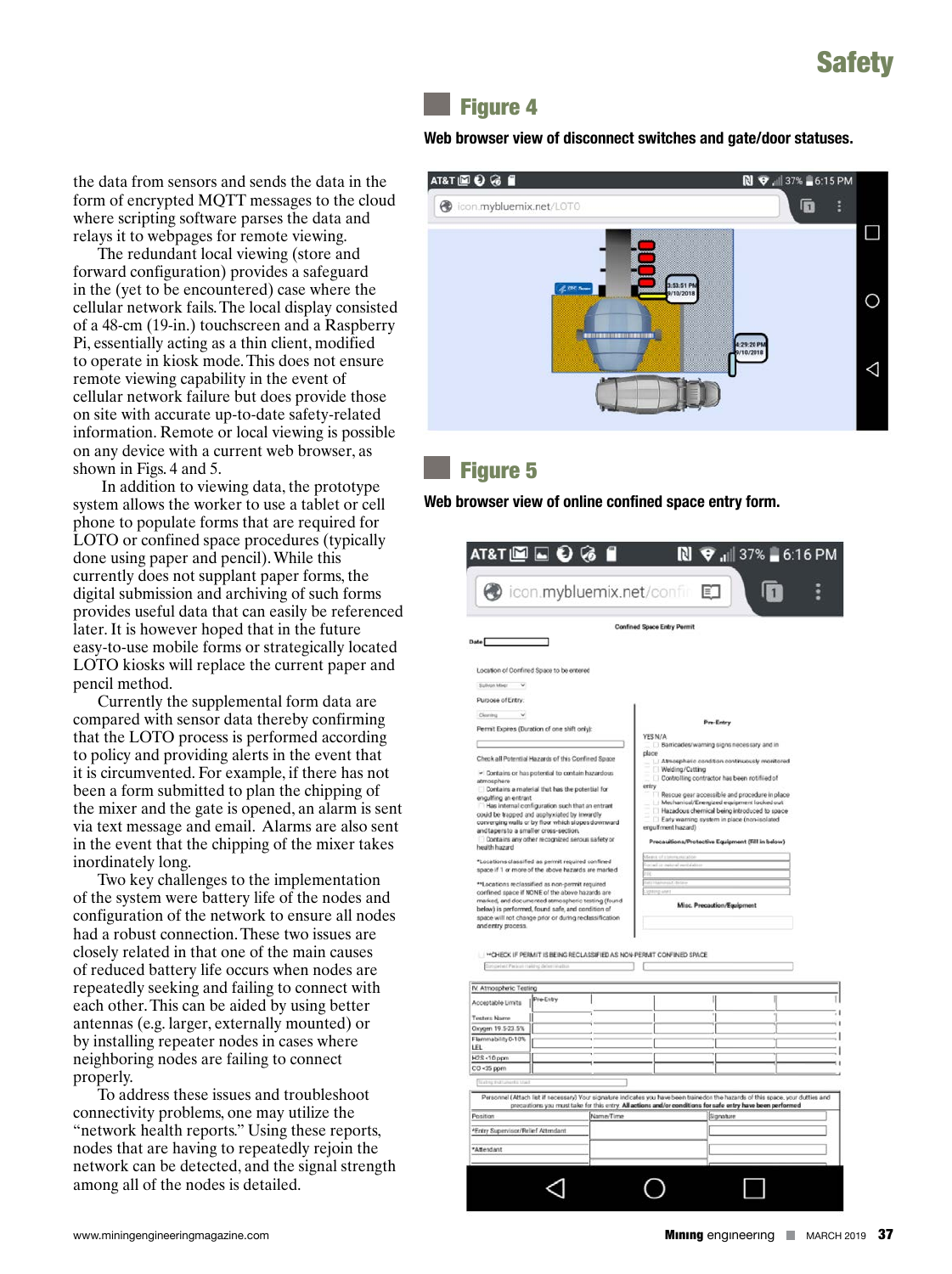the data from sensors and sends the data in the form of encrypted MQTT messages to the cloud where scripting software parses the data and relays it to webpages for remote viewing.

The redundant local viewing (store and forward configuration) provides a safeguard in the (yet to be encountered) case where the cellular network fails. The local display consisted of a 48-cm (19-in.) touchscreen and a Raspberry Pi, essentially acting as a thin client, modified to operate in kiosk mode. This does not ensure remote viewing capability in the event of cellular network failure but does provide those on site with accurate up-to-date safety-related information. Remote or local viewing is possible on any device with a current web browser, as shown in Figs. 4 and 5.

In addition to viewing data, the prototype system allows the worker to use a tablet or cell phone to populate forms that are required for LOTO or confined space procedures (typically done using paper and pencil). While this currently does not supplant paper forms, the digital submission and archiving of such forms provides useful data that can easily be referenced later. It is however hoped that in the future easy-to-use mobile forms or strategically located LOTO kiosks will replace the current paper and pencil method.

Currently the supplemental form data are compared with sensor data thereby confirming that the LOTO process is performed according to policy and providing alerts in the event that it is circumvented. For example, if there has not been a form submitted to plan the chipping of the mixer and the gate is opened, an alarm is sent via text message and email. Alarms are also sent in the event that the chipping of the mixer takes inordinately long.

Two key challenges to the implementation of the system were battery life of the nodes and configuration of the network to ensure all nodes had a robust connection. These two issues are closely related in that one of the main causes of reduced battery life occurs when nodes are repeatedly seeking and failing to connect with each other. This can be aided by using better antennas (e.g. larger, externally mounted) or by installing repeater nodes in cases where neighboring nodes are failing to connect properly.

To address these issues and troubleshoot connectivity problems, one may utilize the "network health reports." Using these reports, nodes that are having to repeatedly rejoin the network can be detected, and the signal strength among all of the nodes is detailed.

## Figure 4

**Web browser view of disconnect switches and gate/door statuses.**

## Figure 5

**Web browser view of online confined space entry form.**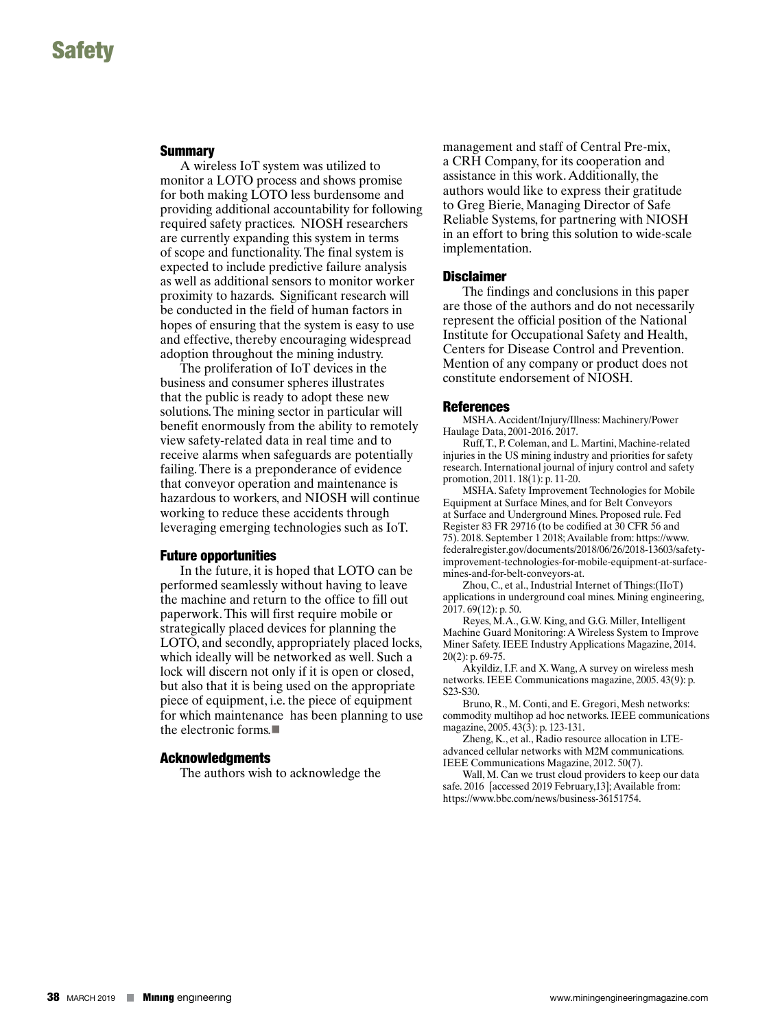## Summary

A wireless IoT system was utilized to monitor a LOTO process and shows promise for both making LOTO less burdensome and providing additional accountability for following required safety practices. NIOSH researchers are currently expanding this system in terms of scope and functionality. The final system is expected to include predictive failure analysis as well as additional sensors to monitor worker proximity to hazards. Significant research will be conducted in the field of human factors in hopes of ensuring that the system is easy to use and effective, thereby encouraging widespread adoption throughout the mining industry.

The proliferation of IoT devices in the business and consumer spheres illustrates that the public is ready to adopt these new solutions. The mining sector in particular will benefit enormously from the ability to remotely view safety-related data in real time and to receive alarms when safeguards are potentially failing. There is a preponderance of evidence that conveyor operation and maintenance is hazardous to workers, and NIOSH will continue working to reduce these accidents through leveraging emerging technologies such as IoT.

## Future opportunities

In the future, it is hoped that LOTO can be performed seamlessly without having to leave the machine and return to the office to fill out paperwork. This will first require mobile or strategically placed devices for planning the LOTO, and secondly, appropriately placed locks, which ideally will be networked as well. Such a lock will discern not only if it is open or closed, but also that it is being used on the appropriate piece of equipment, i.e. the piece of equipment for which maintenance has been planning to use the electronic forms.■

## Acknowledgments

The authors wish to acknowledge the management and staff of Central Pre-mix, a CRH Company, for its cooperation and assistance in this work. Additionally, the authors would like to express their gratitude to Greg Bierie, Managing Director of Safe Reliable Systems, for partnering with NIOSH in an effort to bring this solution to wide-scale implementation.

## Disclaimer

The findings and conclusions in this paper are those of the authors and do not necessarily represent the official position of the National Institute for Occupational Safety and Health, Centers for Disease Control and Prevention. Mention of any company or product does not constitute endorsement of NIOSH.

## References

MSHA. Accident/Injury/Illness: Machinery/Power Haulage Data, 2001-2016. 2017.

Ruff, T., P. Coleman, and L. Martini, Machine-related injuries in the US mining industry and priorities for safety research. International journal of injury control and safety promotion, 2011. 18(1): p. 11-20.

MSHA. Safety Improvement Technologies for Mobile Equipment at Surface Mines, and for Belt Conveyors at Surface and Underground Mines. Proposed rule. Fed Register 83 FR 29716 (to be codified at 30 CFR 56 and 75). 2018. September 1 2018; Available from: https://www.federalregister.gov/documents/2018/06/26/2018-13603/safety-improvement-technologies-for-mobile-equipment-at-surface-mines-and-for-belt-conveyors-at.

Zhou, C., et al., Industrial Internet of Things:(IIoT) applications in underground coal mines. Mining engineering, 2017. 69(12): p. 50.

Reyes, M.A., G.W. King, and G.G. Miller, Intelligent Machine Guard Monitoring: A Wireless System to Improve Miner Safety. IEEE Industry Applications Magazine, 2014. 20(2): p. 69-75.

Akyildiz, I.F. and X. Wang, A survey on wireless mesh networks. IEEE Communications magazine, 2005. 43(9): p. S23-S30.

Bruno, R., M. Conti, and E. Gregori, Mesh networks: commodity multihop ad hoc networks. IEEE communications magazine, 2005. 43(3): p. 123-131.

Zheng, K., et al., Radio resource allocation in LTE-advanced cellular networks with M2M communications. IEEE Communications Magazine, 2012. 50(7).

Wall, M. Can we trust cloud providers to keep our data safe. 2016 [accessed 2019 February,13]; Available from: https://www.bbc.com/news/business-36151754.